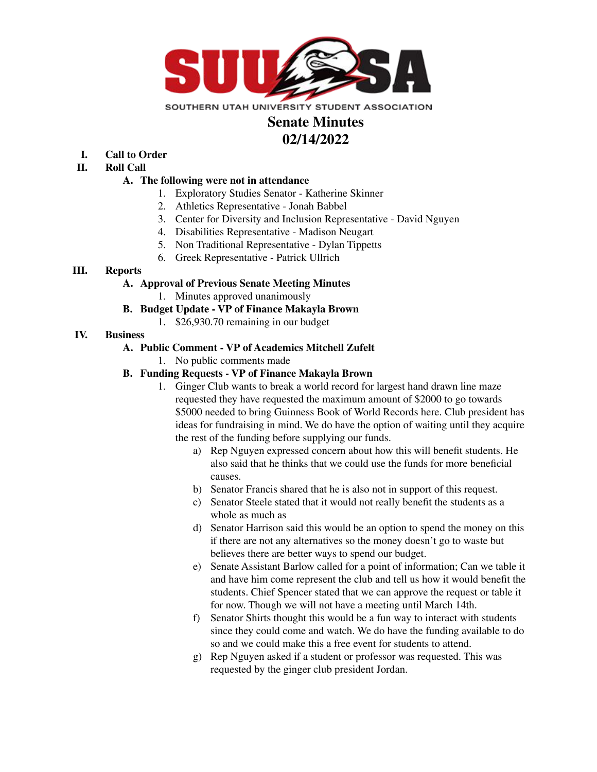SOUTHERN UTAH UNIVERSITY STUDENT ASSOCIATION

# Senate Minutes
# 02/14/2022

I. **Call to Order**

II. **Roll Call**

A. **The following were not in attendance**

1. Exploratory Studies Senator - Katherine Skinner
2. Athletics Representative - Jonah Babbel
3. Center for Diversity and Inclusion Representative - David Nguyen
4. Disabilities Representative - Madison Neugart
5. Non Traditional Representative - Dylan Tippetts
6. Greek Representative - Patrick Ullrich

III. **Reports**

A. **Approval of Previous Senate Meeting Minutes**

1. Minutes approved unanimously

B. **Budget Update - VP of Finance Makayla Brown**

1. $26,930.70 remaining in our budget

IV. **Business**

A. **Public Comment - VP of Academics Mitchell Zufelt**

1. No public comments made

B. **Funding Requests - VP of Finance Makayla Brown**

1. Ginger Club wants to break a world record for largest hand drawn line maze requested they have requested the maximum amount of $2000 to go towards $5000 needed to bring Guinness Book of World Records here. Club president has ideas for fundraising in mind. We do have the option of waiting until they acquire the rest of the funding before supplying our funds.
   - a) Rep Nguyen expressed concern about how this will benefit students. He also said that he thinks that we could use the funds for more beneficial causes.
   - b) Senator Francis shared that he is also not in support of this request.
   - c) Senator Steele stated that it would not really benefit the students as a whole as much as
   - d) Senator Harrison said this would be an option to spend the money on this if there are not any alternatives so the money doesn't go to waste but believes there are better ways to spend our budget.
   - e) Senate Assistant Barlow called for a point of information; Can we table it and have him come represent the club and tell us how it would benefit the students. Chief Spencer stated that we can approve the request or table it for now. Though we will not have a meeting until March 14th.
   - f) Senator Shirts thought this would be a fun way to interact with students since they could come and watch. We do have the funding available to do so and we could make this a free event for students to attend.
   - g) Rep Nguyen asked if a student or professor was requested. This was requested by the ginger club president Jordan.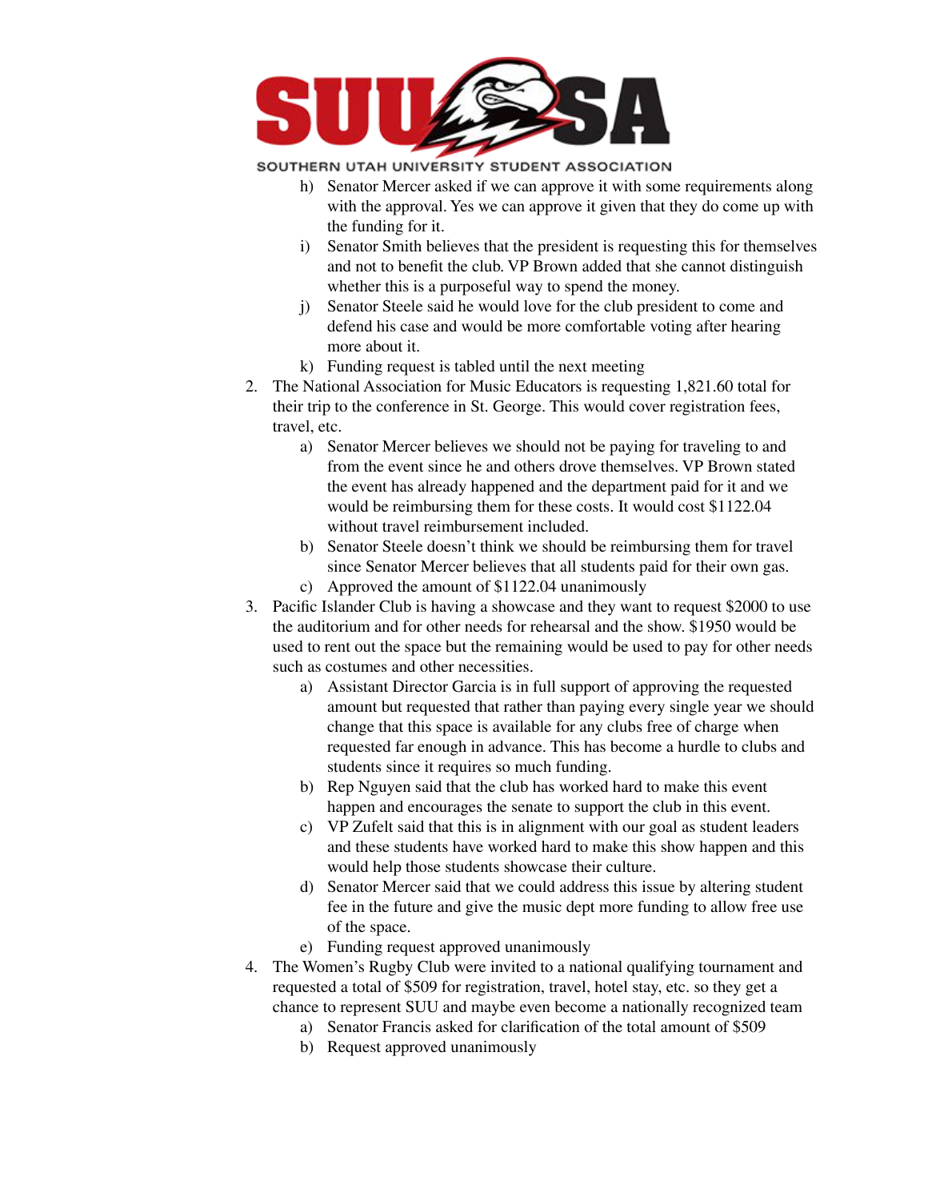h) Senator Mercer asked if we can approve it with some requirements along with the approval. Yes we can approve it given that they do come up with the funding for it.
i) Senator Smith believes that the president is requesting this for themselves and not to benefit the club. VP Brown added that she cannot distinguish whether this is a purposeful way to spend the money.
j) Senator Steele said he would love for the club president to come and defend his case and would be more comfortable voting after hearing more about it.
k) Funding request is tabled until the next meeting

2. The National Association for Music Educators is requesting 1,821.60 total for their trip to the conference in St. George. This would cover registration fees, travel, etc.
    a) Senator Mercer believes we should not be paying for traveling to and from the event since he and others drove themselves. VP Brown stated the event has already happened and the department paid for it and we would be reimbursing them for these costs. It would cost $1122.04 without travel reimbursement included.
    b) Senator Steele doesn't think we should be reimbursing them for travel since Senator Mercer believes that all students paid for their own gas.
    c) Approved the amount of $1122.04 unanimously
3. Pacific Islander Club is having a showcase and they want to request $2000 to use the auditorium and for other needs for rehearsal and the show. $1950 would be used to rent out the space but the remaining would be used to pay for other needs such as costumes and other necessities.
    a) Assistant Director Garcia is in full support of approving the requested amount but requested that rather than paying every single year we should change that this space is available for any clubs free of charge when requested far enough in advance. This has become a hurdle to clubs and students since it requires so much funding.
    b) Rep Nguyen said that the club has worked hard to make this event happen and encourages the senate to support the club in this event.
    c) VP Zufelt said that this is in alignment with our goal as student leaders and these students have worked hard to make this show happen and this would help those students showcase their culture.
    d) Senator Mercer said that we could address this issue by altering student fee in the future and give the music dept more funding to allow free use of the space.
    e) Funding request approved unanimously
4. The Women's Rugby Club were invited to a national qualifying tournament and requested a total of $509 for registration, travel, hotel stay, etc. so they get a chance to represent SUU and maybe even become a nationally recognized team
    a) Senator Francis asked for clarification of the total amount of $509
    b) Request approved unanimously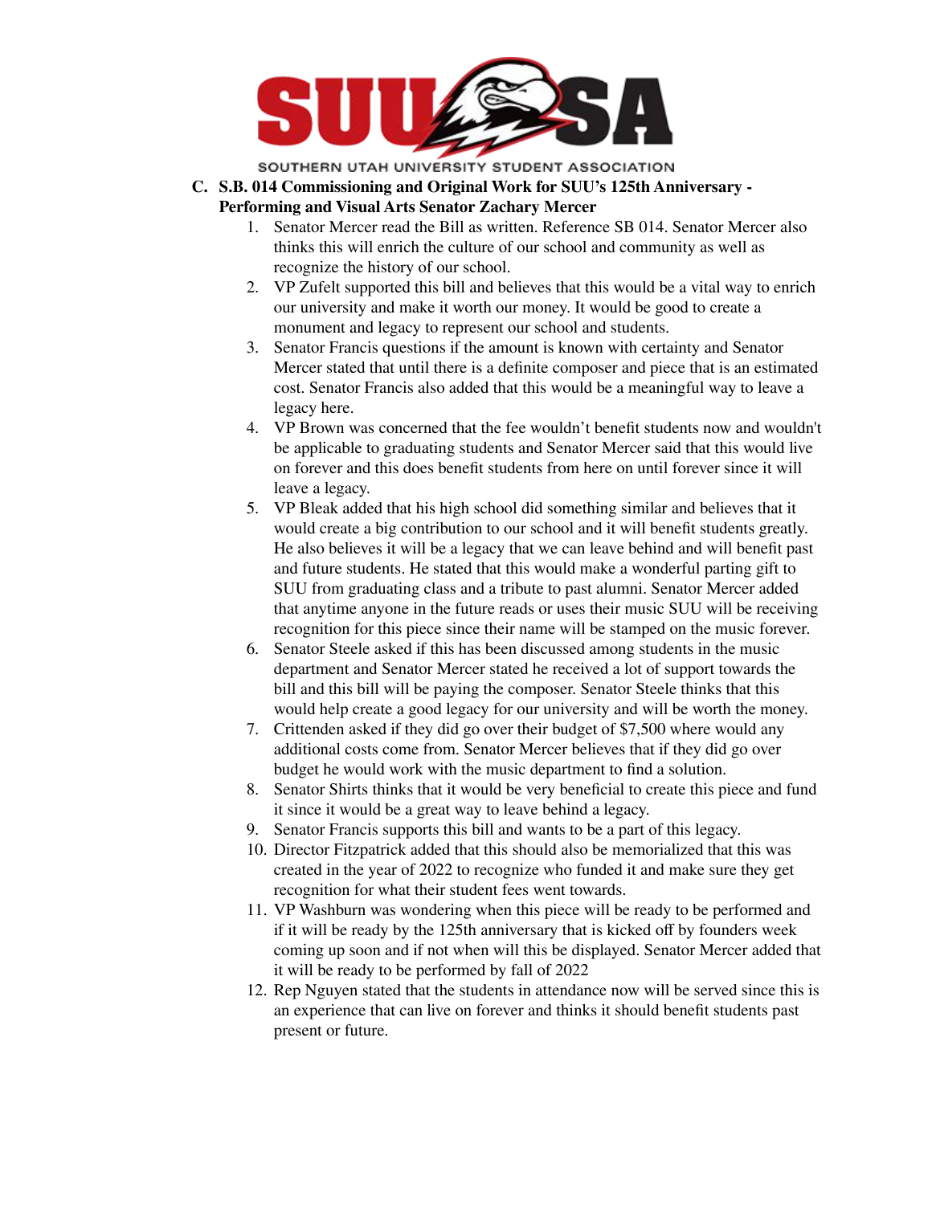C. **S.B. 014 Commissioning and Original Work for SUU's 125th Anniversary - Performing and Visual Arts Senator Zachary Mercer**

1. Senator Mercer read the Bill as written. Reference SB 014. Senator Mercer also thinks this will enrich the culture of our school and community as well as recognize the history of our school.
2. VP Zufelt supported this bill and believes that this would be a vital way to enrich our university and make it worth our money. It would be good to create a monument and legacy to represent our school and students.
3. Senator Francis questions if the amount is known with certainty and Senator Mercer stated that until there is a definite composer and piece that is an estimated cost. Senator Francis also added that this would be a meaningful way to leave a legacy here.
4. VP Brown was concerned that the fee wouldn't benefit students now and wouldn't be applicable to graduating students and Senator Mercer said that this would live on forever and this does benefit students from here on until forever since it will leave a legacy.
5. VP Bleak added that his high school did something similar and believes that it would create a big contribution to our school and it will benefit students greatly. He also believes it will be a legacy that we can leave behind and will benefit past and future students. He stated that this would make a wonderful parting gift to SUU from graduating class and a tribute to past alumni. Senator Mercer added that anytime anyone in the future reads or uses their music SUU will be receiving recognition for this piece since their name will be stamped on the music forever.
6. Senator Steele asked if this has been discussed among students in the music department and Senator Mercer stated he received a lot of support towards the bill and this bill will be paying the composer. Senator Steele thinks that this would help create a good legacy for our university and will be worth the money.
7. Crittenden asked if they did go over their budget of $7,500 where would any additional costs come from. Senator Mercer believes that if they did go over budget he would work with the music department to find a solution.
8. Senator Shirts thinks that it would be very beneficial to create this piece and fund it since it would be a great way to leave behind a legacy.
9. Senator Francis supports this bill and wants to be a part of this legacy.
10. Director Fitzpatrick added that this should also be memorialized that this was created in the year of 2022 to recognize who funded it and make sure they get recognition for what their student fees went towards.
11. VP Washburn was wondering when this piece will be ready to be performed and if it will be ready by the 125th anniversary that is kicked off by founders week coming up soon and if not when will this be displayed. Senator Mercer added that it will be ready to be performed by fall of 2022
12. Rep Nguyen stated that the students in attendance now will be served since this is an experience that can live on forever and thinks it should benefit students past present or future.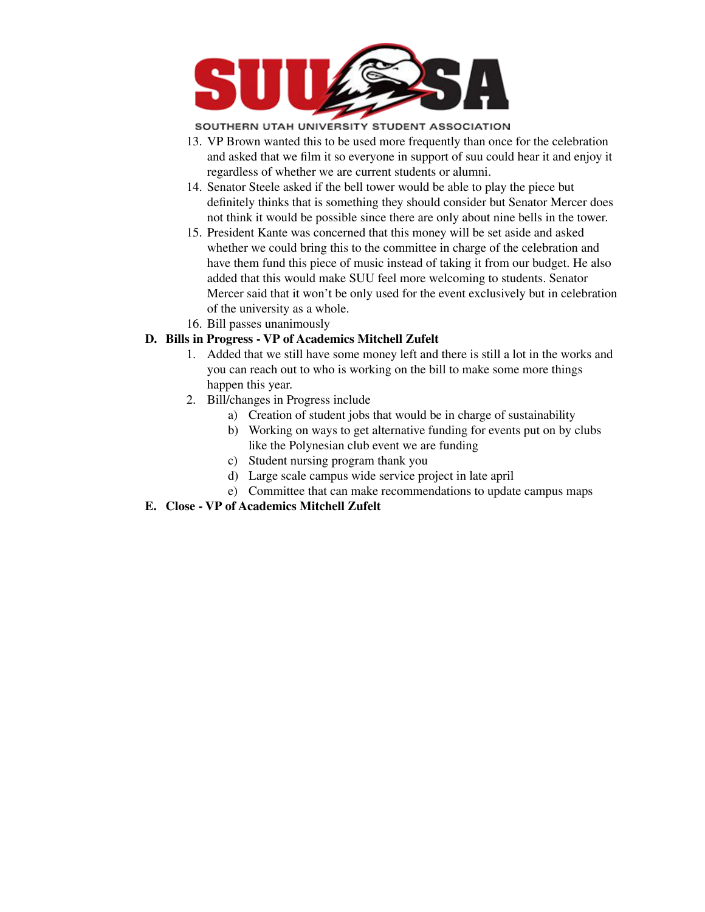13. VP Brown wanted this to be used more frequently than once for the celebration and asked that we film it so everyone in support of suu could hear it and enjoy it regardless of whether we are current students or alumni.
14. Senator Steele asked if the bell tower would be able to play the piece but definitely thinks that is something they should consider but Senator Mercer does not think it would be possible since there are only about nine bells in the tower.
15. President Kante was concerned that this money will be set aside and asked whether we could bring this to the committee in charge of the celebration and have them fund this piece of music instead of taking it from our budget. He also added that this would make SUU feel more welcoming to students. Senator Mercer said that it won't be only used for the event exclusively but in celebration of the university as a whole.
16. Bill passes unanimously

**D. Bills in Progress - VP of Academics Mitchell Zufelt**

1. Added that we still have some money left and there is still a lot in the works and you can reach out to who is working on the bill to make some more things happen this year.
2. Bill/changes in Progress include
   a) Creation of student jobs that would be in charge of sustainability
   b) Working on ways to get alternative funding for events put on by clubs like the Polynesian club event we are funding
   c) Student nursing program thank you
   d) Large scale campus wide service project in late april
   e) Committee that can make recommendations to update campus maps

**E. Close - VP of Academics Mitchell Zufelt**